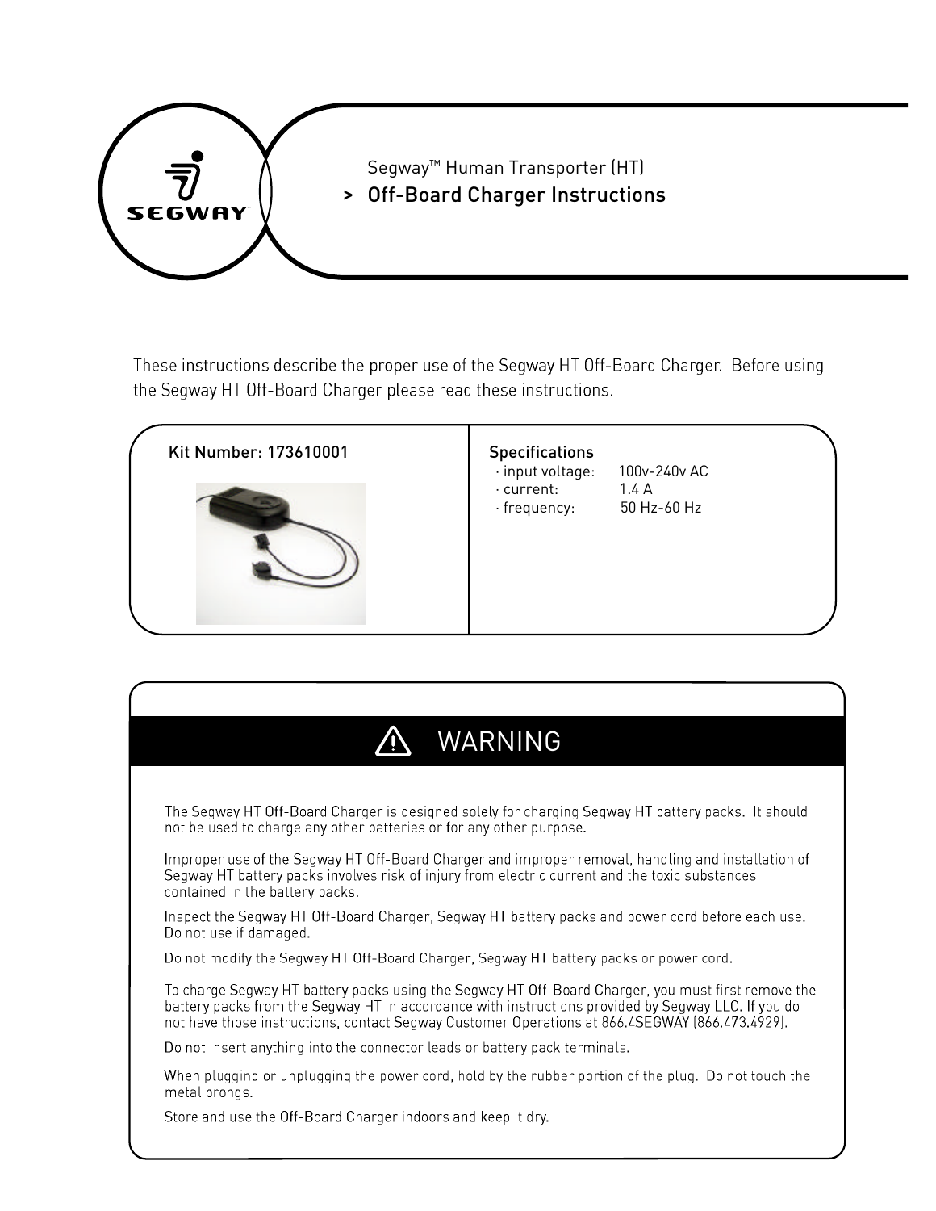Segway™ Human Transporter (HT)

# > Off-Board Charger Instructions

These instructions describe the proper use of the Segway HT Off-Board Charger. Before using the Segway HT Off-Board Charger please read these instructions.

**Kit Number: 173610001**

**Specifications**

- input voltage: 100v-240v AC
- current: 1.4 A
- frequency: 50 Hz-60 Hz

## ⚠ WARNING

The Segway HT Off-Board Charger is designed solely for charging Segway HT battery packs. It should not be used to charge any other batteries or for any other purpose.

Improper use of the Segway HT Off-Board Charger and improper removal, handling and installation of Segway HT battery packs involves risk of injury from electric current and the toxic substances contained in the battery packs.

Inspect the Segway HT Off-Board Charger, Segway HT battery packs and power cord before each use. Do not use if damaged.

Do not modify the Segway HT Off-Board Charger, Segway HT battery packs or power cord.

To charge Segway HT battery packs using the Segway HT Off-Board Charger, you must first remove the battery packs from the Segway HT in accordance with instructions provided by Segway LLC. If you do not have those instructions, contact Segway Customer Operations at 866.4SEGWAY (866.473.4929).

Do not insert anything into the connector leads or battery pack terminals.

When plugging or unplugging the power cord, hold by the rubber portion of the plug. Do not touch the metal prongs.

Store and use the Off-Board Charger indoors and keep it dry.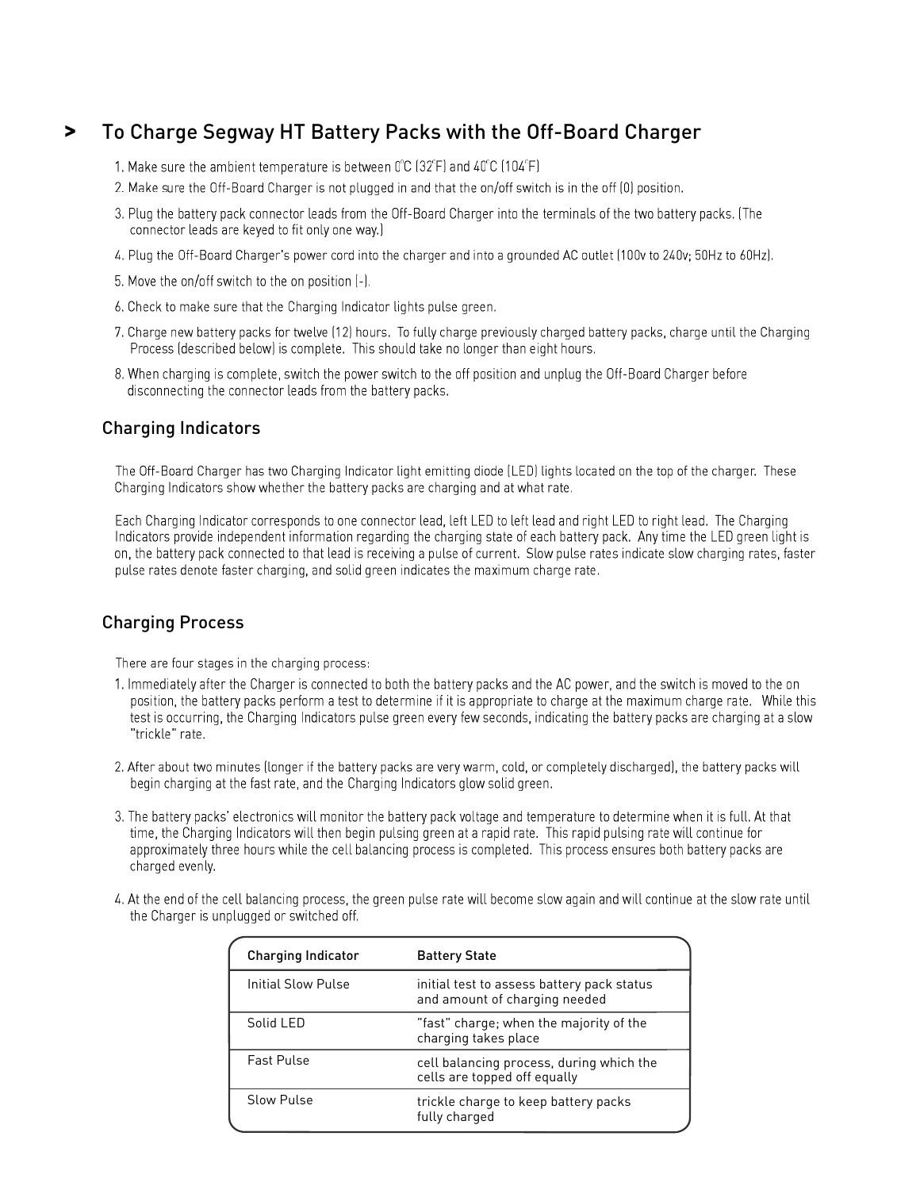## > To Charge Segway HT Battery Packs with the Off-Board Charger

1. Make sure the ambient temperature is between 0°C (32°F) and 40°C (104°F)
2. Make sure the Off-Board Charger is not plugged in and that the on/off switch is in the off (0) position.
3. Plug the battery pack connector leads from the Off-Board Charger into the terminals of the two battery packs. (The connector leads are keyed to fit only one way.)
4. Plug the Off-Board Charger's power cord into the charger and into a grounded AC outlet (100v to 240v; 50Hz to 60Hz).
5. Move the on/off switch to the on position (-).
6. Check to make sure that the Charging Indicator lights pulse green.
7. Charge new battery packs for twelve (12) hours. To fully charge previously charged battery packs, charge until the Charging Process (described below) is complete. This should take no longer than eight hours.
8. When charging is complete, switch the power switch to the off position and unplug the Off-Board Charger before disconnecting the connector leads from the battery packs.

### Charging Indicators

The Off-Board Charger has two Charging Indicator light emitting diode (LED) lights located on the top of the charger. These Charging Indicators show whether the battery packs are charging and at what rate.

Each Charging Indicator corresponds to one connector lead, left LED to left lead and right LED to right lead. The Charging Indicators provide independent information regarding the charging state of each battery pack. Any time the LED green light is on, the battery pack connected to that lead is receiving a pulse of current. Slow pulse rates indicate slow charging rates, faster pulse rates denote faster charging, and solid green indicates the maximum charge rate.

### Charging Process

There are four stages in the charging process:

1. Immediately after the Charger is connected to both the battery packs and the AC power, and the switch is moved to the on position, the battery packs perform a test to determine if it is appropriate to charge at the maximum charge rate. While this test is occurring, the Charging Indicators pulse green every few seconds, indicating the battery packs are charging at a slow "trickle" rate.

2. After about two minutes (longer if the battery packs are very warm, cold, or completely discharged), the battery packs will begin charging at the fast rate, and the Charging Indicators glow solid green.

3. The battery packs' electronics will monitor the battery pack voltage and temperature to determine when it is full. At that time, the Charging Indicators will then begin pulsing green at a rapid rate. This rapid pulsing rate will continue for approximately three hours while the cell balancing process is completed. This process ensures both battery packs are charged evenly.

4. At the end of the cell balancing process, the green pulse rate will become slow again and will continue at the slow rate until the Charger is unplugged or switched off.

| Charging Indicator | Battery State |
|---|---|
| Initial Slow Pulse | initial test to assess battery pack status and amount of charging needed |
| Solid LED | "fast" charge; when the majority of the charging takes place |
| Fast Pulse | cell balancing process, during which the cells are topped off equally |
| Slow Pulse | trickle charge to keep battery packs fully charged |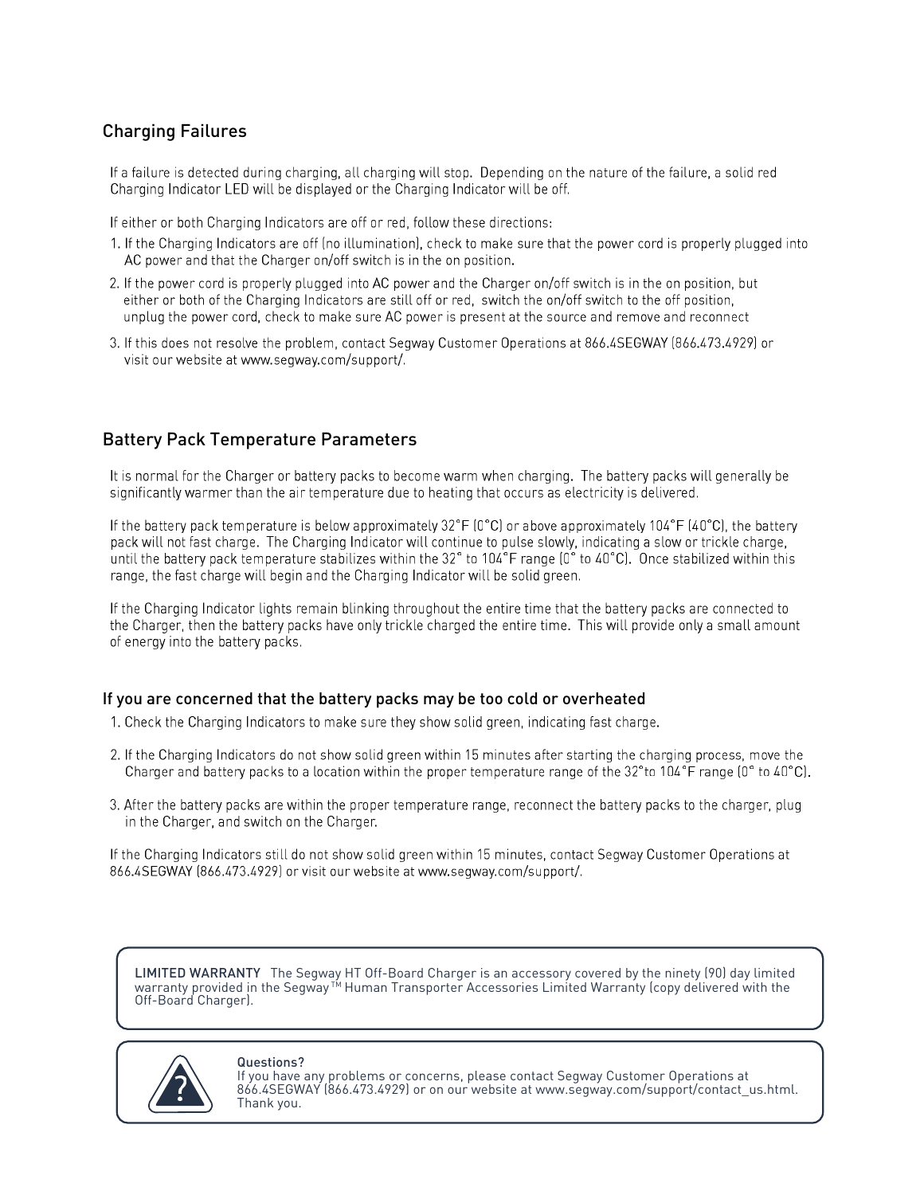## Charging Failures

If a failure is detected during charging, all charging will stop. Depending on the nature of the failure, a solid red Charging Indicator LED will be displayed or the Charging Indicator will be off.

If either or both Charging Indicators are off or red, follow these directions:

1. If the Charging Indicators are off (no illumination), check to make sure that the power cord is properly plugged into AC power and that the Charger on/off switch is in the on position.
2. If the power cord is properly plugged into AC power and the Charger on/off switch is in the on position, but either or both of the Charging Indicators are still off or red, switch the on/off switch to the off position, unplug the power cord, check to make sure AC power is present at the source and remove and reconnect
3. If this does not resolve the problem, contact Segway Customer Operations at 866.4SEGWAY (866.473.4929) or visit our website at www.segway.com/support/.

## Battery Pack Temperature Parameters

It is normal for the Charger or battery packs to become warm when charging. The battery packs will generally be significantly warmer than the air temperature due to heating that occurs as electricity is delivered.

If the battery pack temperature is below approximately 32°F (0°C) or above approximately 104°F (40°C), the battery pack will not fast charge. The Charging Indicator will continue to pulse slowly, indicating a slow or trickle charge, until the battery pack temperature stabilizes within the 32° to 104°F range (0° to 40°C). Once stabilized within this range, the fast charge will begin and the Charging Indicator will be solid green.

If the Charging Indicator lights remain blinking throughout the entire time that the battery packs are connected to the Charger, then the battery packs have only trickle charged the entire time. This will provide only a small amount of energy into the battery packs.

### If you are concerned that the battery packs may be too cold or overheated

1. Check the Charging Indicators to make sure they show solid green, indicating fast charge.
2. If the Charging Indicators do not show solid green within 15 minutes after starting the charging process, move the Charger and battery packs to a location within the proper temperature range of the 32°to 104°F range (0° to 40°C).
3. After the battery packs are within the proper temperature range, reconnect the battery packs to the charger, plug in the Charger, and switch on the Charger.

If the Charging Indicators still do not show solid green within 15 minutes, contact Segway Customer Operations at 866.4SEGWAY (866.473.4929) or visit our website at www.segway.com/support/.

**LIMITED WARRANTY** The Segway HT Off-Board Charger is an accessory covered by the ninety (90) day limited warranty provided in the Segway™ Human Transporter Accessories Limited Warranty (copy delivered with the Off-Board Charger).

**Questions?**
If you have any problems or concerns, please contact Segway Customer Operations at 866.4SEGWAY (866.473.4929) or on our website at www.segway.com/support/contact_us.html. Thank you.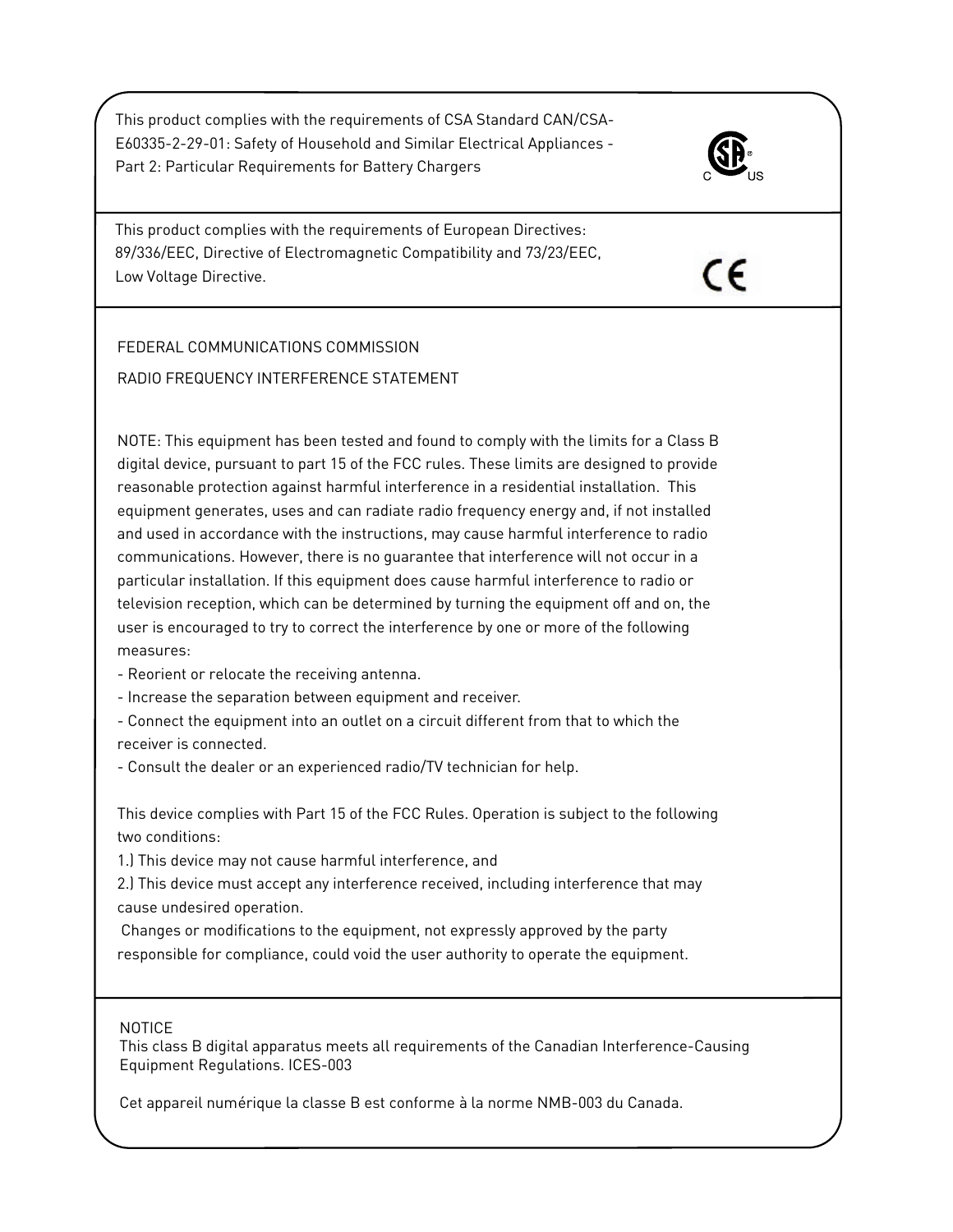This product complies with the requirements of CSA Standard CAN/CSA-E60335-2-29-01: Safety of Household and Similar Electrical Appliances - Part 2: Particular Requirements for Battery Chargers

This product complies with the requirements of European Directives: 89/336/EEC, Directive of Electromagnetic Compatibility and 73/23/EEC, Low Voltage Directive.

FEDERAL COMMUNICATIONS COMMISSION

RADIO FREQUENCY INTERFERENCE STATEMENT

NOTE: This equipment has been tested and found to comply with the limits for a Class B digital device, pursuant to part 15 of the FCC rules. These limits are designed to provide reasonable protection against harmful interference in a residential installation. This equipment generates, uses and can radiate radio frequency energy and, if not installed and used in accordance with the instructions, may cause harmful interference to radio communications. However, there is no guarantee that interference will not occur in a particular installation. If this equipment does cause harmful interference to radio or television reception, which can be determined by turning the equipment off and on, the user is encouraged to try to correct the interference by one or more of the following measures:

- Reorient or relocate the receiving antenna.
- Increase the separation between equipment and receiver.
- Connect the equipment into an outlet on a circuit different from that to which the receiver is connected.
- Consult the dealer or an experienced radio/TV technician for help.

This device complies with Part 15 of the FCC Rules. Operation is subject to the following two conditions:

1.) This device may not cause harmful interference, and

2.) This device must accept any interference received, including interference that may cause undesired operation.

Changes or modifications to the equipment, not expressly approved by the party responsible for compliance, could void the user authority to operate the equipment.

NOTICE

This class B digital apparatus meets all requirements of the Canadian Interference-Causing Equipment Regulations. ICES-003

Cet appareil numérique la classe B est conforme à la norme NMB-003 du Canada.